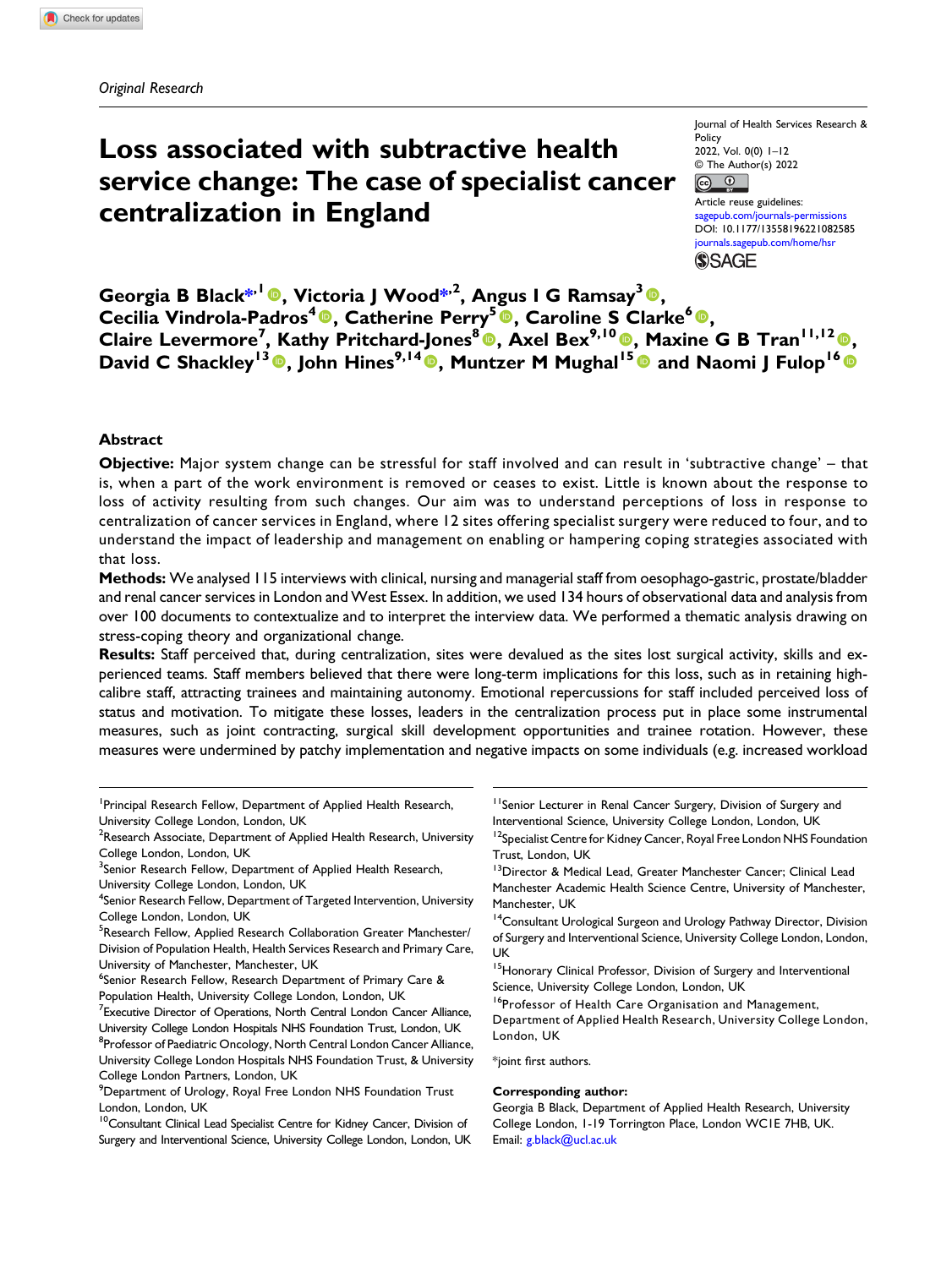*Original Research*

Journal of Health Services Research & Policy
2022, Vol. 0(0) 1–12
© The Author(s) 2022
Article reuse guidelines:
sagepub.com/journals-permissions
DOI: 10.1177/13558196221082585
journals.sagepub.com/home/hsr

# Loss associated with subtractive health service change: The case of specialist cancer centralization in England

**Georgia B Black*[1], Victoria J Wood*[2], Angus I G Ramsay[3], Cecilia Vindrola-Padros[4], Catherine Perry[5], Caroline S Clarke[6], Claire Levermore[7], Kathy Pritchard-Jones[8], Axel Bex[9,10], Maxine G B Tran[11,12], David C Shackley[13], John Hines[9,14], Muntzer M Mughal[15] and Naomi J Fulop[16]**

## Abstract

**Objective:** Major system change can be stressful for staff involved and can result in 'subtractive change' – that is, when a part of the work environment is removed or ceases to exist. Little is known about the response to loss of activity resulting from such changes. Our aim was to understand perceptions of loss in response to centralization of cancer services in England, where 12 sites offering specialist surgery were reduced to four, and to understand the impact of leadership and management on enabling or hampering coping strategies associated with that loss.

**Methods:** We analysed 115 interviews with clinical, nursing and managerial staff from oesophago-gastric, prostate/bladder and renal cancer services in London and West Essex. In addition, we used 134 hours of observational data and analysis from over 100 documents to contextualize and to interpret the interview data. We performed a thematic analysis drawing on stress-coping theory and organizational change.

**Results:** Staff perceived that, during centralization, sites were devalued as the sites lost surgical activity, skills and experienced teams. Staff members believed that there were long-term implications for this loss, such as in retaining high-calibre staff, attracting trainees and maintaining autonomy. Emotional repercussions for staff included perceived loss of status and motivation. To mitigate these losses, leaders in the centralization process put in place some instrumental measures, such as joint contracting, surgical skill development opportunities and trainee rotation. However, these measures were undermined by patchy implementation and negative impacts on some individuals (e.g. increased workload

---

[1]Principal Research Fellow, Department of Applied Health Research, University College London, London, UK
[2]Research Associate, Department of Applied Health Research, University College London, London, UK
[3]Senior Research Fellow, Department of Applied Health Research, University College London, London, UK
[4]Senior Research Fellow, Department of Targeted Intervention, University College London, London, UK
[5]Research Fellow, Applied Research Collaboration Greater Manchester/ Division of Population Health, Health Services Research and Primary Care, University of Manchester, Manchester, UK
[6]Senior Research Fellow, Research Department of Primary Care & Population Health, University College London, London, UK
[7]Executive Director of Operations, North Central London Cancer Alliance, University College London Hospitals NHS Foundation Trust, London, UK
[8]Professor of Paediatric Oncology, North Central London Cancer Alliance, University College London Hospitals NHS Foundation Trust, & University College London Partners, London, UK
[9]Department of Urology, Royal Free London NHS Foundation Trust London, London, UK
[10]Consultant Clinical Lead Specialist Centre for Kidney Cancer, Division of Surgery and Interventional Science, University College London, London, UK
[11]Senior Lecturer in Renal Cancer Surgery, Division of Surgery and Interventional Science, University College London, London, UK
[12]Specialist Centre for Kidney Cancer, Royal Free London NHS Foundation Trust, London, UK
[13]Director & Medical Lead, Greater Manchester Cancer; Clinical Lead Manchester Academic Health Science Centre, University of Manchester, Manchester, UK
[14]Consultant Urological Surgeon and Urology Pathway Director, Division of Surgery and Interventional Science, University College London, London, UK
[15]Honorary Clinical Professor, Division of Surgery and Interventional Science, University College London, London, UK
[16]Professor of Health Care Organisation and Management, Department of Applied Health Research, University College London, London, UK

*joint first authors.

**Corresponding author:**
Georgia B Black, Department of Applied Health Research, University College London, 1-19 Torrington Place, London WC1E 7HB, UK.
Email: g.black@ucl.ac.uk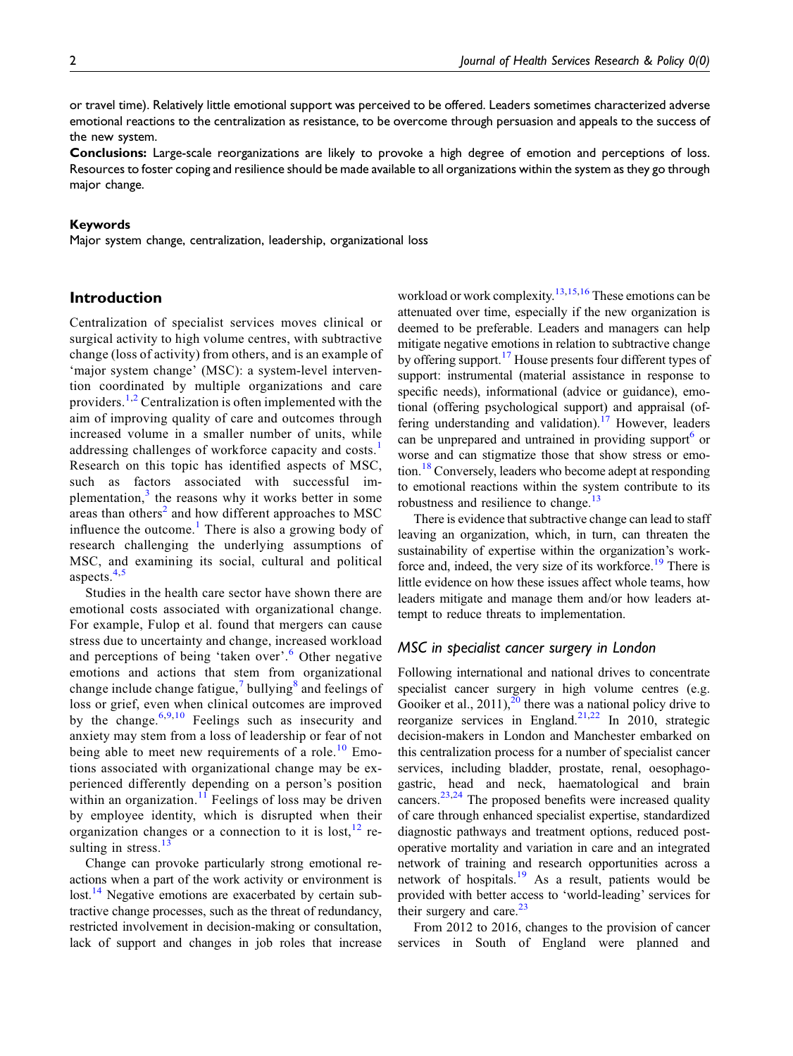or travel time). Relatively little emotional support was perceived to be offered. Leaders sometimes characterized adverse emotional reactions to the centralization as resistance, to be overcome through persuasion and appeals to the success of the new system.

**Conclusions:** Large-scale reorganizations are likely to provoke a high degree of emotion and perceptions of loss. Resources to foster coping and resilience should be made available to all organizations within the system as they go through major change.

**Keywords**

Major system change, centralization, leadership, organizational loss

## Introduction

Centralization of specialist services moves clinical or surgical activity to high volume centres, with subtractive change (loss of activity) from others, and is an example of 'major system change' (MSC): a system-level intervention coordinated by multiple organizations and care providers.[1,2] Centralization is often implemented with the aim of improving quality of care and outcomes through increased volume in a smaller number of units, while addressing challenges of workforce capacity and costs.[1] Research on this topic has identified aspects of MSC, such as factors associated with successful implementation,[3] the reasons why it works better in some areas than others[2] and how different approaches to MSC influence the outcome.[1] There is also a growing body of research challenging the underlying assumptions of MSC, and examining its social, cultural and political aspects.[4,5]

Studies in the health care sector have shown there are emotional costs associated with organizational change. For example, Fulop et al. found that mergers can cause stress due to uncertainty and change, increased workload and perceptions of being 'taken over'.[6] Other negative emotions and actions that stem from organizational change include change fatigue,[7] bullying[8] and feelings of loss or grief, even when clinical outcomes are improved by the change.[6,9,10] Feelings such as insecurity and anxiety may stem from a loss of leadership or fear of not being able to meet new requirements of a role.[10] Emotions associated with organizational change may be experienced differently depending on a person's position within an organization.[11] Feelings of loss may be driven by employee identity, which is disrupted when their organization changes or a connection to it is lost,[12] resulting in stress.[13]

Change can provoke particularly strong emotional reactions when a part of the work activity or environment is lost.[14] Negative emotions are exacerbated by certain subtractive change processes, such as the threat of redundancy, restricted involvement in decision-making or consultation, lack of support and changes in job roles that increase workload or work complexity.[13,15,16] These emotions can be attenuated over time, especially if the new organization is deemed to be preferable. Leaders and managers can help mitigate negative emotions in relation to subtractive change by offering support.[17] House presents four different types of support: instrumental (material assistance in response to specific needs), informational (advice or guidance), emotional (offering psychological support) and appraisal (offering understanding and validation).[17] However, leaders can be unprepared and untrained in providing support[6] or worse and can stigmatize those that show stress or emotion.[18] Conversely, leaders who become adept at responding to emotional reactions within the system contribute to its robustness and resilience to change.[13]

There is evidence that subtractive change can lead to staff leaving an organization, which, in turn, can threaten the sustainability of expertise within the organization's workforce and, indeed, the very size of its workforce.[19] There is little evidence on how these issues affect whole teams, how leaders mitigate and manage them and/or how leaders attempt to reduce threats to implementation.

### *MSC in specialist cancer surgery in London*

Following international and national drives to concentrate specialist cancer surgery in high volume centres (e.g. Gooiker et al., 2011),[20] there was a national policy drive to reorganize services in England.[21,22] In 2010, strategic decision-makers in London and Manchester embarked on this centralization process for a number of specialist cancer services, including bladder, prostate, renal, oesophago-gastric, head and neck, haematological and brain cancers.[23,24] The proposed benefits were increased quality of care through enhanced specialist expertise, standardized diagnostic pathways and treatment options, reduced post-operative mortality and variation in care and an integrated network of training and research opportunities across a network of hospitals.[19] As a result, patients would be provided with better access to 'world-leading' services for their surgery and care.[23]

From 2012 to 2016, changes to the provision of cancer services in South of England were planned and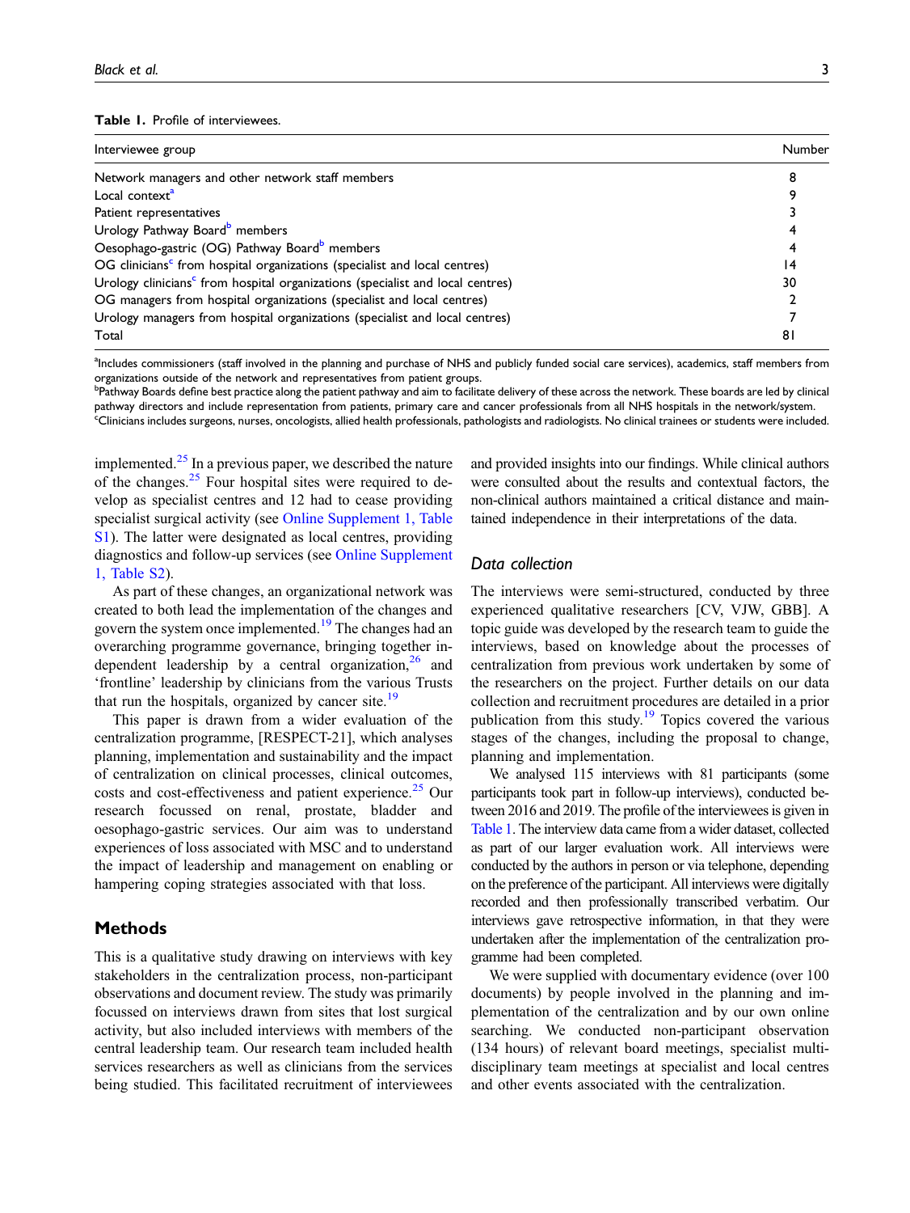**Table 1.** Profile of interviewees.

| Interviewee group | Number |
| --- | --- |
| Network managers and other network staff members | 8 |
| Local context[a] | 9 |
| Patient representatives | 3 |
| Urology Pathway Board[b] members | 4 |
| Oesophago-gastric (OG) Pathway Board[b] members | 4 |
| OG clinicians[c] from hospital organizations (specialist and local centres) | 14 |
| Urology clinicians[c] from hospital organizations (specialist and local centres) | 30 |
| OG managers from hospital organizations (specialist and local centres) | 2 |
| Urology managers from hospital organizations (specialist and local centres) | 7 |
| Total | 81 |

[a]Includes commissioners (staff involved in the planning and purchase of NHS and publicly funded social care services), academics, staff members from organizations outside of the network and representatives from patient groups.
[b]Pathway Boards define best practice along the patient pathway and aim to facilitate delivery of these across the network. These boards are led by clinical pathway directors and include representation from patients, primary care and cancer professionals from all NHS hospitals in the network/system.
[c]Clinicians includes surgeons, nurses, oncologists, allied health professionals, pathologists and radiologists. No clinical trainees or students were included.

implemented.[25] In a previous paper, we described the nature of the changes.[25] Four hospital sites were required to develop as specialist centres and 12 had to cease providing specialist surgical activity (see Online Supplement 1, Table S1). The latter were designated as local centres, providing diagnostics and follow-up services (see Online Supplement 1, Table S2).

As part of these changes, an organizational network was created to both lead the implementation of the changes and govern the system once implemented.[19] The changes had an overarching programme governance, bringing together independent leadership by a central organization,[26] and 'frontline' leadership by clinicians from the various Trusts that run the hospitals, organized by cancer site.[19]

This paper is drawn from a wider evaluation of the centralization programme, [RESPECT-21], which analyses planning, implementation and sustainability and the impact of centralization on clinical processes, clinical outcomes, costs and cost-effectiveness and patient experience.[25] Our research focussed on renal, prostate, bladder and oesophago-gastric services. Our aim was to understand experiences of loss associated with MSC and to understand the impact of leadership and management on enabling or hampering coping strategies associated with that loss.

## Methods

This is a qualitative study drawing on interviews with key stakeholders in the centralization process, non-participant observations and document review. The study was primarily focussed on interviews drawn from sites that lost surgical activity, but also included interviews with members of the central leadership team. Our research team included health services researchers as well as clinicians from the services being studied. This facilitated recruitment of interviewees and provided insights into our findings. While clinical authors were consulted about the results and contextual factors, the non-clinical authors maintained a critical distance and maintained independence in their interpretations of the data.

### Data collection

The interviews were semi-structured, conducted by three experienced qualitative researchers [CV, VJW, GBB]. A topic guide was developed by the research team to guide the interviews, based on knowledge about the processes of centralization from previous work undertaken by some of the researchers on the project. Further details on our data collection and recruitment procedures are detailed in a prior publication from this study.[19] Topics covered the various stages of the changes, including the proposal to change, planning and implementation.

We analysed 115 interviews with 81 participants (some participants took part in follow-up interviews), conducted between 2016 and 2019. The profile of the interviewees is given in Table 1. The interview data came from a wider dataset, collected as part of our larger evaluation work. All interviews were conducted by the authors in person or via telephone, depending on the preference of the participant. All interviews were digitally recorded and then professionally transcribed verbatim. Our interviews gave retrospective information, in that they were undertaken after the implementation of the centralization programme had been completed.

We were supplied with documentary evidence (over 100 documents) by people involved in the planning and implementation of the centralization and by our own online searching. We conducted non-participant observation (134 hours) of relevant board meetings, specialist multidisciplinary team meetings at specialist and local centres and other events associated with the centralization.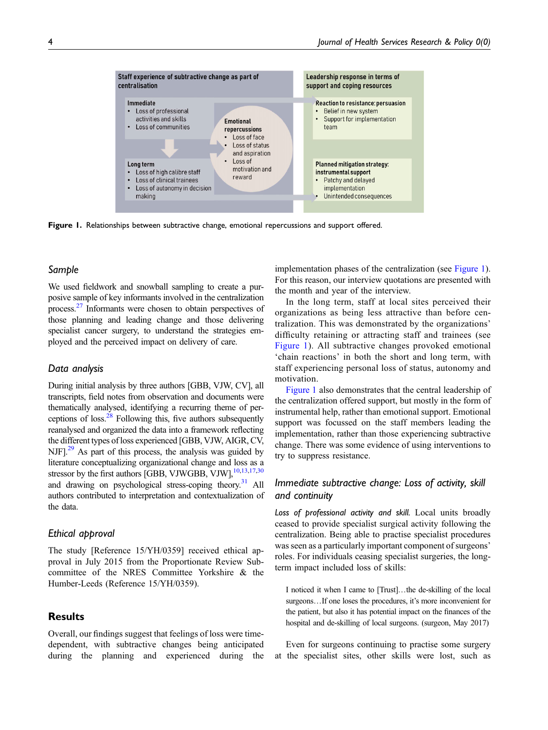Staff experience of subtractive change as part of centralization

Immediate
- Loss of professional activities and skills
- Loss of communities

Long term
- Loss of high calibre staff
- Loss of clinical trainees
- Loss of autonomy in decision making

Emotional repercussions
- Loss of face
- Loss of status and aspiration
- Loss of motivation and reward

Leadership response in terms of support and coping resources

Reaction to resistance: persuasion
- Belief in new system
- Support for implementation team

Planned mitigation strategy: instrumental support
- Patchy and delayed implementation
- Unintended consequences

**Figure 1.** Relationships between subtractive change, emotional repercussions and support offered.

## *Sample*

We used fieldwork and snowball sampling to create a purposive sample of key informants involved in the centralization process.[27] Informants were chosen to obtain perspectives of those planning and leading change and those delivering specialist cancer surgery, to understand the strategies employed and the perceived impact on delivery of care.

## *Data analysis*

During initial analysis by three authors [GBB, VJW, CV], all transcripts, field notes from observation and documents were thematically analysed, identifying a recurring theme of perceptions of loss.[28] Following this, five authors subsequently reanalysed and organized the data into a framework reflecting the different types of loss experienced [GBB, VJW, AIGR, CV, NJF].[29] As part of this process, the analysis was guided by literature conceptualizing organizational change and loss as a stressor by the first authors [GBB, VJWGBB, VJW],[10,13,17,30] and drawing on psychological stress-coping theory.[31] All authors contributed to interpretation and contextualization of the data.

## *Ethical approval*

The study [Reference 15/YH/0359] received ethical approval in July 2015 from the Proportionate Review Subcommittee of the NRES Committee Yorkshire & the Humber-Leeds (Reference 15/YH/0359).

# Results

Overall, our findings suggest that feelings of loss were time-dependent, with subtractive changes being anticipated during the planning and experienced during the implementation phases of the centralization (see Figure 1). For this reason, our interview quotations are presented with the month and year of the interview.

In the long term, staff at local sites perceived their organizations as being less attractive than before centralization. This was demonstrated by the organizations' difficulty retaining or attracting staff and trainees (see Figure 1). All subtractive changes provoked emotional 'chain reactions' in both the short and long term, with staff experiencing personal loss of status, autonomy and motivation.

Figure 1 also demonstrates that the central leadership of the centralization offered support, but mostly in the form of instrumental help, rather than emotional support. Emotional support was focussed on the staff members leading the implementation, rather than those experiencing subtractive change. There was some evidence of using interventions to try to suppress resistance.

## *Immediate subtractive change: Loss of activity, skill and continuity*

*Loss of professional activity and skill.* Local units broadly ceased to provide specialist surgical activity following the centralization. Being able to practise specialist procedures was seen as a particularly important component of surgeons' roles. For individuals ceasing specialist surgeries, the long-term impact included loss of skills:

> I noticed it when I came to [Trust]…the de-skilling of the local surgeons…If one loses the procedures, it's more inconvenient for the patient, but also it has potential impact on the finances of the hospital and de-skilling of local surgeons. (surgeon, May 2017)

Even for surgeons continuing to practise some surgery at the specialist sites, other skills were lost, such as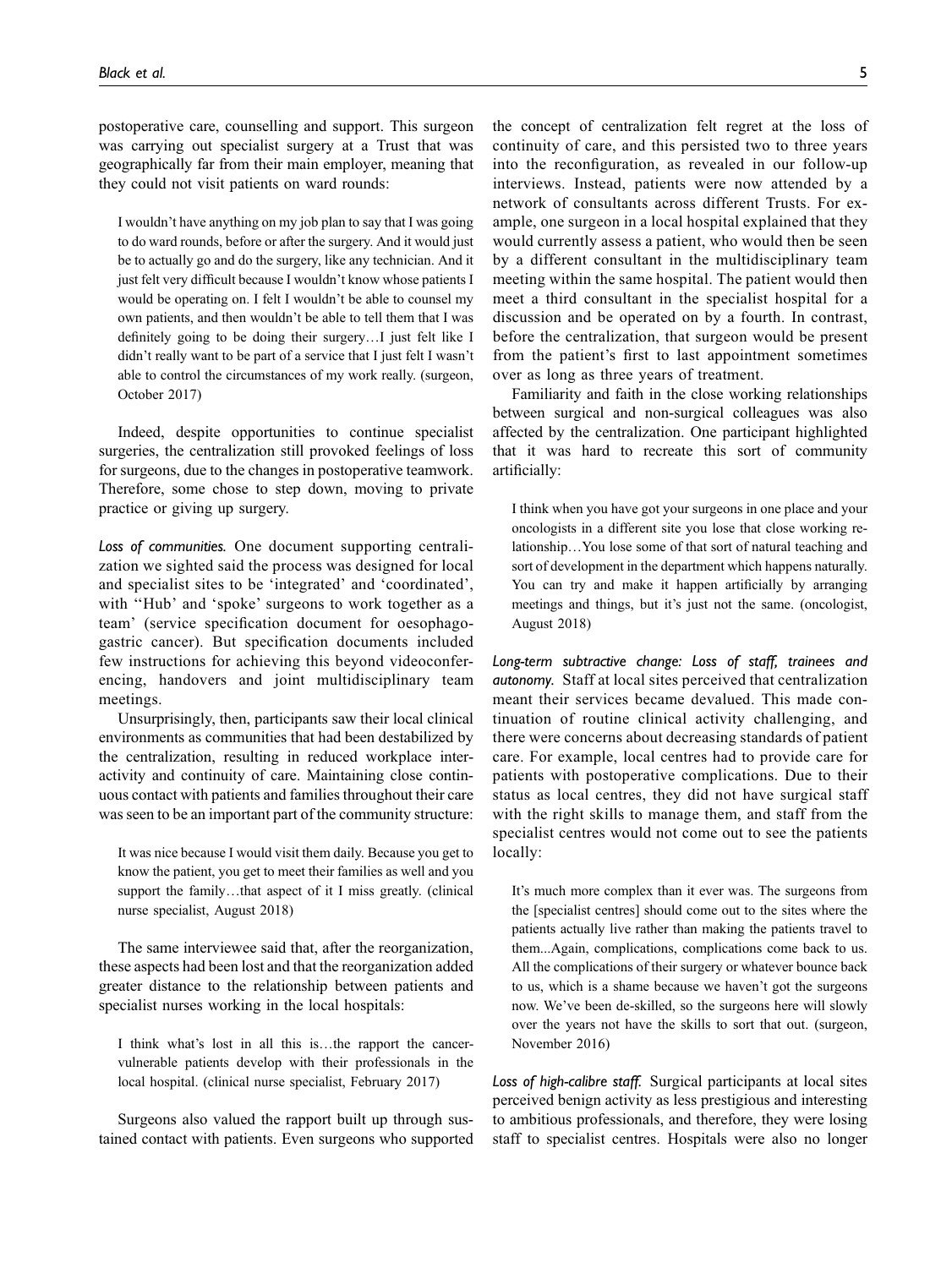postoperative care, counselling and support. This surgeon was carrying out specialist surgery at a Trust that was geographically far from their main employer, meaning that they could not visit patients on ward rounds:

> I wouldn't have anything on my job plan to say that I was going to do ward rounds, before or after the surgery. And it would just be to actually go and do the surgery, like any technician. And it just felt very difficult because I wouldn't know whose patients I would be operating on. I felt I wouldn't be able to counsel my own patients, and then wouldn't be able to tell them that I was definitely going to be doing their surgery…I just felt like I didn't really want to be part of a service that I just felt I wasn't able to control the circumstances of my work really. (surgeon, October 2017)

Indeed, despite opportunities to continue specialist surgeries, the centralization still provoked feelings of loss for surgeons, due to the changes in postoperative teamwork. Therefore, some chose to step down, moving to private practice or giving up surgery.

*Loss of communities.* One document supporting centralization we sighted said the process was designed for local and specialist sites to be 'integrated' and 'coordinated', with ''Hub' and 'spoke' surgeons to work together as a team' (service specification document for oesophago-gastric cancer). But specification documents included few instructions for achieving this beyond videoconferencing, handovers and joint multidisciplinary team meetings.

Unsurprisingly, then, participants saw their local clinical environments as communities that had been destabilized by the centralization, resulting in reduced workplace interactivity and continuity of care. Maintaining close continuous contact with patients and families throughout their care was seen to be an important part of the community structure:

> It was nice because I would visit them daily. Because you get to know the patient, you get to meet their families as well and you support the family…that aspect of it I miss greatly. (clinical nurse specialist, August 2018)

The same interviewee said that, after the reorganization, these aspects had been lost and that the reorganization added greater distance to the relationship between patients and specialist nurses working in the local hospitals:

> I think what's lost in all this is…the rapport the cancer-vulnerable patients develop with their professionals in the local hospital. (clinical nurse specialist, February 2017)

Surgeons also valued the rapport built up through sustained contact with patients. Even surgeons who supported the concept of centralization felt regret at the loss of continuity of care, and this persisted two to three years into the reconfiguration, as revealed in our follow-up interviews. Instead, patients were now attended by a network of consultants across different Trusts. For example, one surgeon in a local hospital explained that they would currently assess a patient, who would then be seen by a different consultant in the multidisciplinary team meeting within the same hospital. The patient would then meet a third consultant in the specialist hospital for a discussion and be operated on by a fourth. In contrast, before the centralization, that surgeon would be present from the patient's first to last appointment sometimes over as long as three years of treatment.

Familiarity and faith in the close working relationships between surgical and non-surgical colleagues was also affected by the centralization. One participant highlighted that it was hard to recreate this sort of community artificially:

> I think when you have got your surgeons in one place and your oncologists in a different site you lose that close working relationship…You lose some of that sort of natural teaching and sort of development in the department which happens naturally. You can try and make it happen artificially by arranging meetings and things, but it's just not the same. (oncologist, August 2018)

*Long-term subtractive change: Loss of staff, trainees and autonomy.* Staff at local sites perceived that centralization meant their services became devalued. This made continuation of routine clinical activity challenging, and there were concerns about decreasing standards of patient care. For example, local centres had to provide care for patients with postoperative complications. Due to their status as local centres, they did not have surgical staff with the right skills to manage them, and staff from the specialist centres would not come out to see the patients locally:

> It's much more complex than it ever was. The surgeons from the [specialist centres] should come out to the sites where the patients actually live rather than making the patients travel to them...Again, complications, complications come back to us. All the complications of their surgery or whatever bounce back to us, which is a shame because we haven't got the surgeons now. We've been de-skilled, so the surgeons here will slowly over the years not have the skills to sort that out. (surgeon, November 2016)

*Loss of high-calibre staff.* Surgical participants at local sites perceived benign activity as less prestigious and interesting to ambitious professionals, and therefore, they were losing staff to specialist centres. Hospitals were also no longer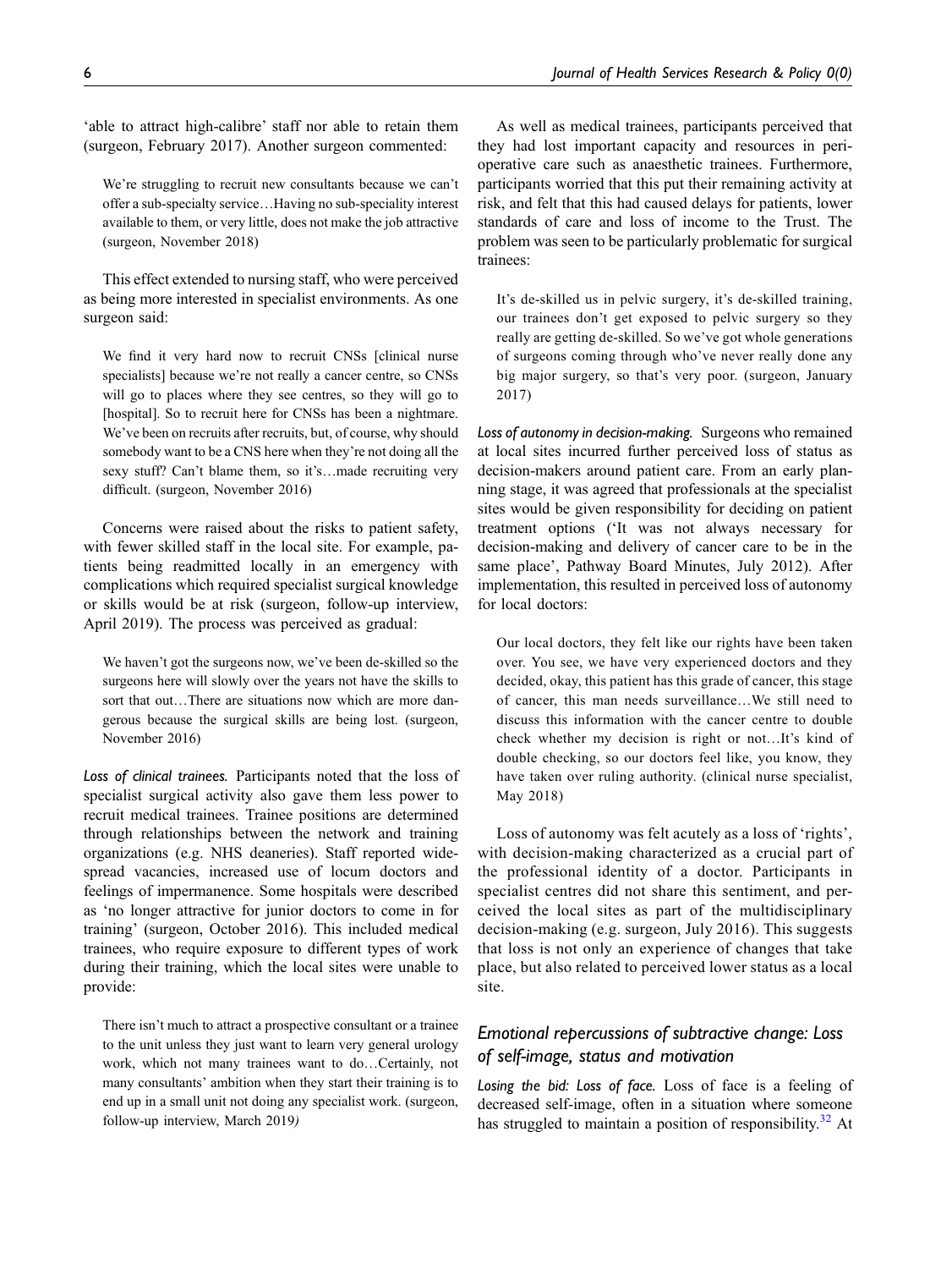'able to attract high-calibre' staff nor able to retain them (surgeon, February 2017). Another surgeon commented:

> We're struggling to recruit new consultants because we can't offer a sub-specialty service…Having no sub-speciality interest available to them, or very little, does not make the job attractive (surgeon, November 2018)

This effect extended to nursing staff, who were perceived as being more interested in specialist environments. As one surgeon said:

> We find it very hard now to recruit CNSs [clinical nurse specialists] because we're not really a cancer centre, so CNSs will go to places where they see centres, so they will go to [hospital]. So to recruit here for CNSs has been a nightmare. We've been on recruits after recruits, but, of course, why should somebody want to be a CNS here when they're not doing all the sexy stuff? Can't blame them, so it's…made recruiting very difficult. (surgeon, November 2016)

Concerns were raised about the risks to patient safety, with fewer skilled staff in the local site. For example, patients being readmitted locally in an emergency with complications which required specialist surgical knowledge or skills would be at risk (surgeon, follow-up interview, April 2019). The process was perceived as gradual:

> We haven't got the surgeons now, we've been de-skilled so the surgeons here will slowly over the years not have the skills to sort that out…There are situations now which are more dangerous because the surgical skills are being lost. (surgeon, November 2016)

*Loss of clinical trainees.* Participants noted that the loss of specialist surgical activity also gave them less power to recruit medical trainees. Trainee positions are determined through relationships between the network and training organizations (e.g. NHS deaneries). Staff reported widespread vacancies, increased use of locum doctors and feelings of impermanence. Some hospitals were described as 'no longer attractive for junior doctors to come in for training' (surgeon, October 2016). This included medical trainees, who require exposure to different types of work during their training, which the local sites were unable to provide:

> There isn't much to attract a prospective consultant or a trainee to the unit unless they just want to learn very general urology work, which not many trainees want to do…Certainly, not many consultants' ambition when they start their training is to end up in a small unit not doing any specialist work. (surgeon, follow-up interview, March 2019)

As well as medical trainees, participants perceived that they had lost important capacity and resources in peri-operative care such as anaesthetic trainees. Furthermore, participants worried that this put their remaining activity at risk, and felt that this had caused delays for patients, lower standards of care and loss of income to the Trust. The problem was seen to be particularly problematic for surgical trainees:

> It's de-skilled us in pelvic surgery, it's de-skilled training, our trainees don't get exposed to pelvic surgery so they really are getting de-skilled. So we've got whole generations of surgeons coming through who've never really done any big major surgery, so that's very poor. (surgeon, January 2017)

*Loss of autonomy in decision-making.* Surgeons who remained at local sites incurred further perceived loss of status as decision-makers around patient care. From an early planning stage, it was agreed that professionals at the specialist sites would be given responsibility for deciding on patient treatment options ('It was not always necessary for decision-making and delivery of cancer care to be in the same place', Pathway Board Minutes, July 2012). After implementation, this resulted in perceived loss of autonomy for local doctors:

> Our local doctors, they felt like our rights have been taken over. You see, we have very experienced doctors and they decided, okay, this patient has this grade of cancer, this stage of cancer, this man needs surveillance…We still need to discuss this information with the cancer centre to double check whether my decision is right or not…It's kind of double checking, so our doctors feel like, you know, they have taken over ruling authority. (clinical nurse specialist, May 2018)

Loss of autonomy was felt acutely as a loss of 'rights', with decision-making characterized as a crucial part of the professional identity of a doctor. Participants in specialist centres did not share this sentiment, and perceived the local sites as part of the multidisciplinary decision-making (e.g. surgeon, July 2016). This suggests that loss is not only an experience of changes that take place, but also related to perceived lower status as a local site.

## Emotional repercussions of subtractive change: Loss of self-image, status and motivation

*Losing the bid: Loss of face.* Loss of face is a feeling of decreased self-image, often in a situation where someone has struggled to maintain a position of responsibility.[32] At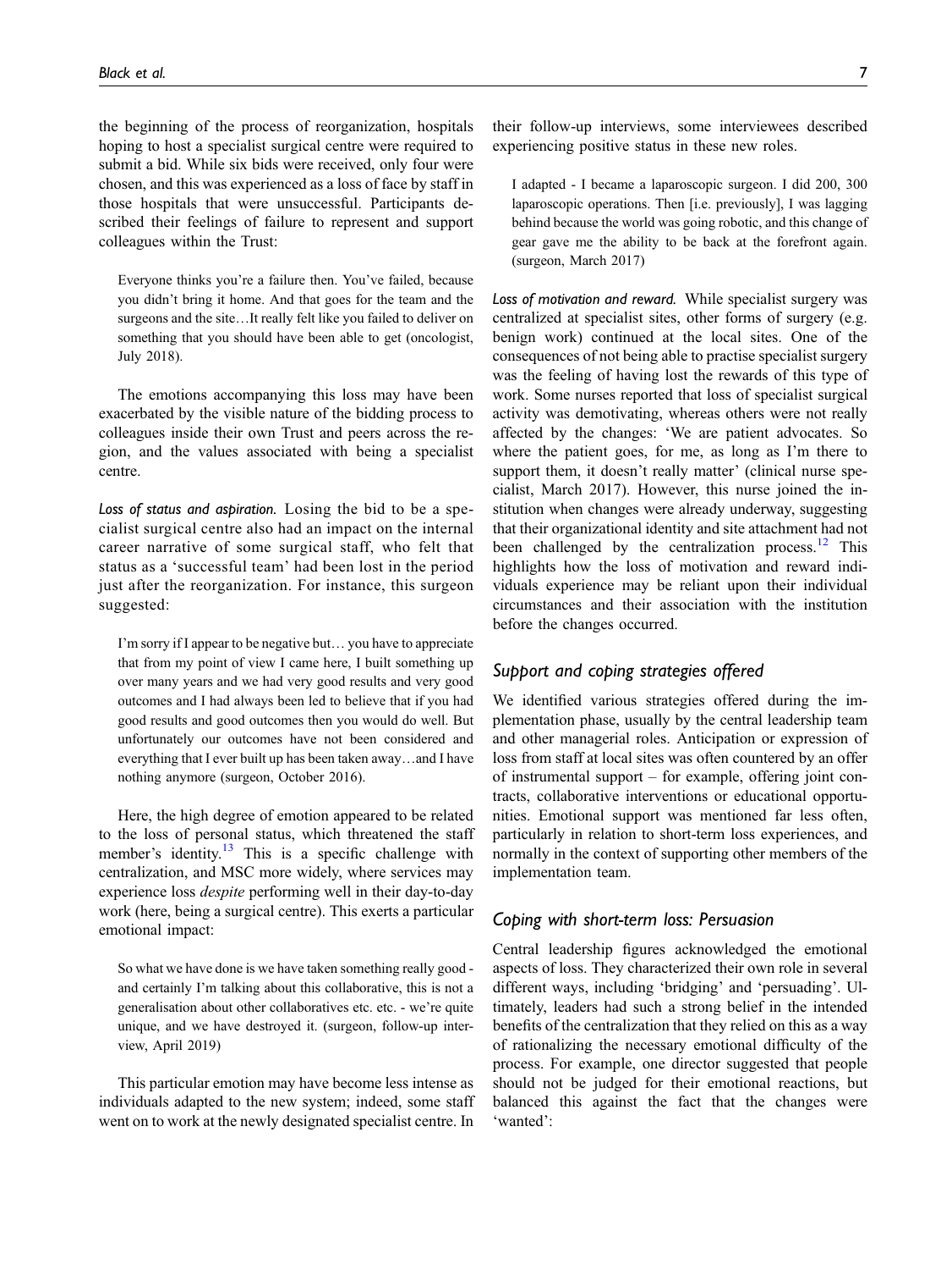the beginning of the process of reorganization, hospitals hoping to host a specialist surgical centre were required to submit a bid. While six bids were received, only four were chosen, and this was experienced as a loss of face by staff in those hospitals that were unsuccessful. Participants described their feelings of failure to represent and support colleagues within the Trust:

> Everyone thinks you're a failure then. You've failed, because you didn't bring it home. And that goes for the team and the surgeons and the site…It really felt like you failed to deliver on something that you should have been able to get (oncologist, July 2018).

The emotions accompanying this loss may have been exacerbated by the visible nature of the bidding process to colleagues inside their own Trust and peers across the region, and the values associated with being a specialist centre.

*Loss of status and aspiration.* Losing the bid to be a specialist surgical centre also had an impact on the internal career narrative of some surgical staff, who felt that status as a 'successful team' had been lost in the period just after the reorganization. For instance, this surgeon suggested:

> I'm sorry if I appear to be negative but… you have to appreciate that from my point of view I came here, I built something up over many years and we had very good results and very good outcomes and I had always been led to believe that if you had good results and good outcomes then you would do well. But unfortunately our outcomes have not been considered and everything that I ever built up has been taken away…and I have nothing anymore (surgeon, October 2016).

Here, the high degree of emotion appeared to be related to the loss of personal status, which threatened the staff member's identity.[13] This is a specific challenge with centralization, and MSC more widely, where services may experience loss *despite* performing well in their day-to-day work (here, being a surgical centre). This exerts a particular emotional impact:

> So what we have done is we have taken something really good - and certainly I'm talking about this collaborative, this is not a generalisation about other collaboratives etc. etc. - we're quite unique, and we have destroyed it. (surgeon, follow-up interview, April 2019)

This particular emotion may have become less intense as individuals adapted to the new system; indeed, some staff went on to work at the newly designated specialist centre. In their follow-up interviews, some interviewees described experiencing positive status in these new roles.

> I adapted - I became a laparoscopic surgeon. I did 200, 300 laparoscopic operations. Then [i.e. previously], I was lagging behind because the world was going robotic, and this change of gear gave me the ability to be back at the forefront again. (surgeon, March 2017)

*Loss of motivation and reward.* While specialist surgery was centralized at specialist sites, other forms of surgery (e.g. benign work) continued at the local sites. One of the consequences of not being able to practise specialist surgery was the feeling of having lost the rewards of this type of work. Some nurses reported that loss of specialist surgical activity was demotivating, whereas others were not really affected by the changes: 'We are patient advocates. So where the patient goes, for me, as long as I'm there to support them, it doesn't really matter' (clinical nurse specialist, March 2017). However, this nurse joined the institution when changes were already underway, suggesting that their organizational identity and site attachment had not been challenged by the centralization process.[12] This highlights how the loss of motivation and reward individuals experience may be reliant upon their individual circumstances and their association with the institution before the changes occurred.

### Support and coping strategies offered

We identified various strategies offered during the implementation phase, usually by the central leadership team and other managerial roles. Anticipation or expression of loss from staff at local sites was often countered by an offer of instrumental support – for example, offering joint contracts, collaborative interventions or educational opportunities. Emotional support was mentioned far less often, particularly in relation to short-term loss experiences, and normally in the context of supporting other members of the implementation team.

### Coping with short-term loss: Persuasion

Central leadership figures acknowledged the emotional aspects of loss. They characterized their own role in several different ways, including 'bridging' and 'persuading'. Ultimately, leaders had such a strong belief in the intended benefits of the centralization that they relied on this as a way of rationalizing the necessary emotional difficulty of the process. For example, one director suggested that people should not be judged for their emotional reactions, but balanced this against the fact that the changes were 'wanted':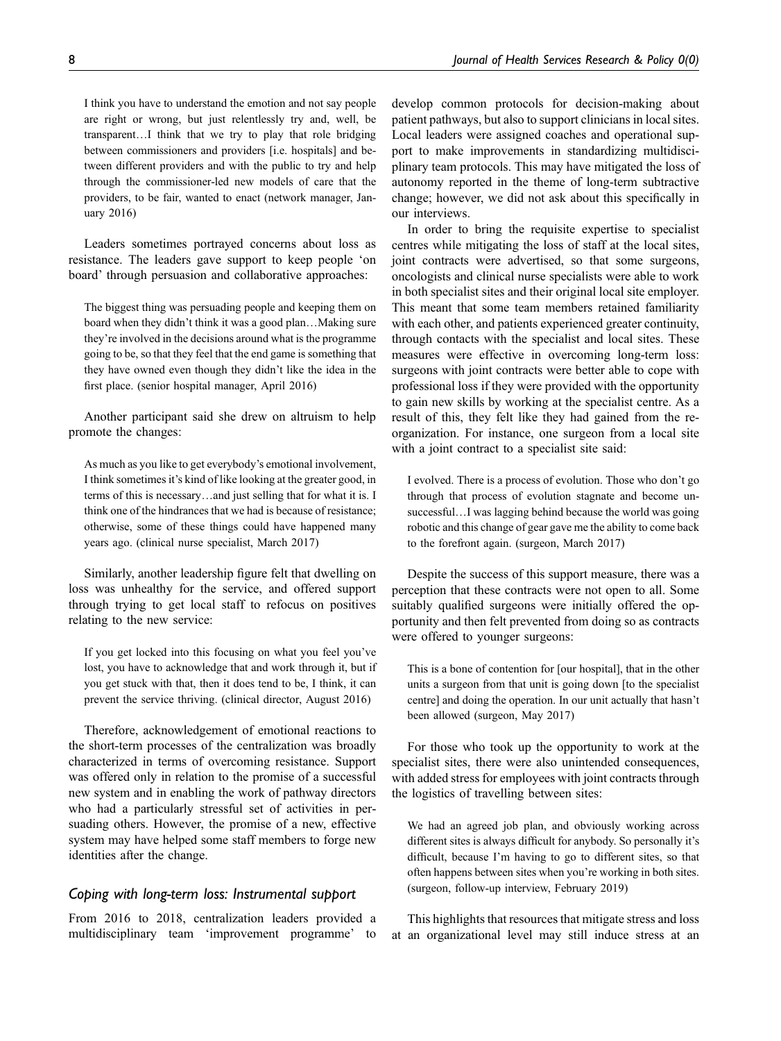> I think you have to understand the emotion and not say people are right or wrong, but just relentlessly try and, well, be transparent…I think that we try to play that role bridging between commissioners and providers [i.e. hospitals] and between different providers and with the public to try and help through the commissioner-led new models of care that the providers, to be fair, wanted to enact (network manager, January 2016)

Leaders sometimes portrayed concerns about loss as resistance. The leaders gave support to keep people 'on board' through persuasion and collaborative approaches:

> The biggest thing was persuading people and keeping them on board when they didn't think it was a good plan…Making sure they're involved in the decisions around what is the programme going to be, so that they feel that the end game is something that they have owned even though they didn't like the idea in the first place. (senior hospital manager, April 2016)

Another participant said she drew on altruism to help promote the changes:

> As much as you like to get everybody's emotional involvement, I think sometimes it's kind of like looking at the greater good, in terms of this is necessary…and just selling that for what it is. I think one of the hindrances that we had is because of resistance; otherwise, some of these things could have happened many years ago. (clinical nurse specialist, March 2017)

Similarly, another leadership figure felt that dwelling on loss was unhealthy for the service, and offered support through trying to get local staff to refocus on positives relating to the new service:

> If you get locked into this focusing on what you feel you've lost, you have to acknowledge that and work through it, but if you get stuck with that, then it does tend to be, I think, it can prevent the service thriving. (clinical director, August 2016)

Therefore, acknowledgement of emotional reactions to the short-term processes of the centralization was broadly characterized in terms of overcoming resistance. Support was offered only in relation to the promise of a successful new system and in enabling the work of pathway directors who had a particularly stressful set of activities in persuading others. However, the promise of a new, effective system may have helped some staff members to forge new identities after the change.

### *Coping with long-term loss: Instrumental support*

From 2016 to 2018, centralization leaders provided a multidisciplinary team 'improvement programme' to develop common protocols for decision-making about patient pathways, but also to support clinicians in local sites. Local leaders were assigned coaches and operational support to make improvements in standardizing multidisciplinary team protocols. This may have mitigated the loss of autonomy reported in the theme of long-term subtractive change; however, we did not ask about this specifically in our interviews.

In order to bring the requisite expertise to specialist centres while mitigating the loss of staff at the local sites, joint contracts were advertised, so that some surgeons, oncologists and clinical nurse specialists were able to work in both specialist sites and their original local site employer. This meant that some team members retained familiarity with each other, and patients experienced greater continuity, through contacts with the specialist and local sites. These measures were effective in overcoming long-term loss: surgeons with joint contracts were better able to cope with professional loss if they were provided with the opportunity to gain new skills by working at the specialist centre. As a result of this, they felt like they had gained from the reorganization. For instance, one surgeon from a local site with a joint contract to a specialist site said:

> I evolved. There is a process of evolution. Those who don't go through that process of evolution stagnate and become unsuccessful…I was lagging behind because the world was going robotic and this change of gear gave me the ability to come back to the forefront again. (surgeon, March 2017)

Despite the success of this support measure, there was a perception that these contracts were not open to all. Some suitably qualified surgeons were initially offered the opportunity and then felt prevented from doing so as contracts were offered to younger surgeons:

> This is a bone of contention for [our hospital], that in the other units a surgeon from that unit is going down [to the specialist centre] and doing the operation. In our unit actually that hasn't been allowed (surgeon, May 2017)

For those who took up the opportunity to work at the specialist sites, there were also unintended consequences, with added stress for employees with joint contracts through the logistics of travelling between sites:

> We had an agreed job plan, and obviously working across different sites is always difficult for anybody. So personally it's difficult, because I'm having to go to different sites, so that often happens between sites when you're working in both sites. (surgeon, follow-up interview, February 2019)

This highlights that resources that mitigate stress and loss at an organizational level may still induce stress at an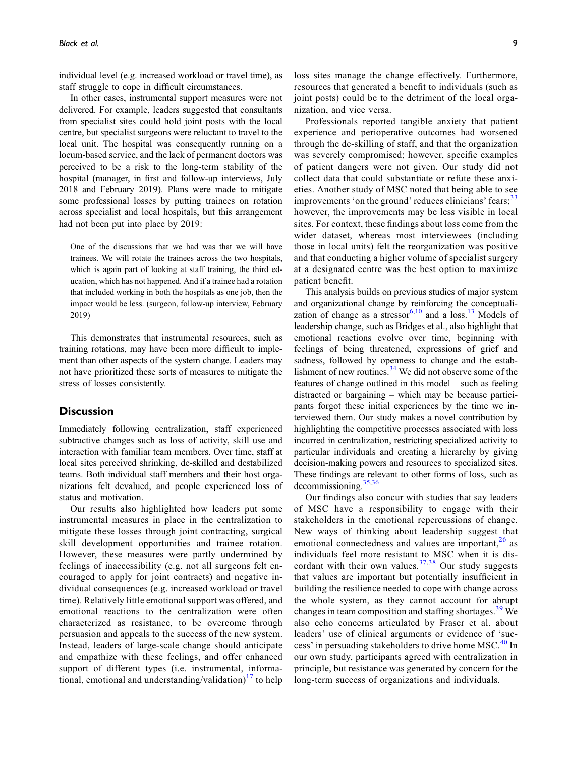individual level (e.g. increased workload or travel time), as staff struggle to cope in difficult circumstances.

In other cases, instrumental support measures were not delivered. For example, leaders suggested that consultants from specialist sites could hold joint posts with the local centre, but specialist surgeons were reluctant to travel to the local unit. The hospital was consequently running on a locum-based service, and the lack of permanent doctors was perceived to be a risk to the long-term stability of the hospital (manager, in first and follow-up interviews, July 2018 and February 2019). Plans were made to mitigate some professional losses by putting trainees on rotation across specialist and local hospitals, but this arrangement had not been put into place by 2019:

> One of the discussions that we had was that we will have trainees. We will rotate the trainees across the two hospitals, which is again part of looking at staff training, the third education, which has not happened. And if a trainee had a rotation that included working in both the hospitals as one job, then the impact would be less. (surgeon, follow-up interview, February 2019)

This demonstrates that instrumental resources, such as training rotations, may have been more difficult to implement than other aspects of the system change. Leaders may not have prioritized these sorts of measures to mitigate the stress of losses consistently.

## Discussion

Immediately following centralization, staff experienced subtractive changes such as loss of activity, skill use and interaction with familiar team members. Over time, staff at local sites perceived shrinking, de-skilled and destabilized teams. Both individual staff members and their host organizations felt devalued, and people experienced loss of status and motivation.

Our results also highlighted how leaders put some instrumental measures in place in the centralization to mitigate these losses through joint contracting, surgical skill development opportunities and trainee rotation. However, these measures were partly undermined by feelings of inaccessibility (e.g. not all surgeons felt encouraged to apply for joint contracts) and negative individual consequences (e.g. increased workload or travel time). Relatively little emotional support was offered, and emotional reactions to the centralization were often characterized as resistance, to be overcome through persuasion and appeals to the success of the new system. Instead, leaders of large-scale change should anticipate and empathize with these feelings, and offer enhanced support of different types (i.e. instrumental, informational, emotional and understanding/validation)[17] to help loss sites manage the change effectively. Furthermore, resources that generated a benefit to individuals (such as joint posts) could be to the detriment of the local organization, and vice versa.

Professionals reported tangible anxiety that patient experience and perioperative outcomes had worsened through the de-skilling of staff, and that the organization was severely compromised; however, specific examples of patient dangers were not given. Our study did not collect data that could substantiate or refute these anxieties. Another study of MSC noted that being able to see improvements 'on the ground' reduces clinicians' fears;[33] however, the improvements may be less visible in local sites. For context, these findings about loss come from the wider dataset, whereas most interviewees (including those in local units) felt the reorganization was positive and that conducting a higher volume of specialist surgery at a designated centre was the best option to maximize patient benefit.

This analysis builds on previous studies of major system and organizational change by reinforcing the conceptualization of change as a stressor[6,10] and a loss.[13] Models of leadership change, such as Bridges et al., also highlight that emotional reactions evolve over time, beginning with feelings of being threatened, expressions of grief and sadness, followed by openness to change and the establishment of new routines.[34] We did not observe some of the features of change outlined in this model – such as feeling distracted or bargaining – which may be because participants forgot these initial experiences by the time we interviewed them. Our study makes a novel contribution by highlighting the competitive processes associated with loss incurred in centralization, restricting specialized activity to particular individuals and creating a hierarchy by giving decision-making powers and resources to specialized sites. These findings are relevant to other forms of loss, such as decommissioning.[35,36]

Our findings also concur with studies that say leaders of MSC have a responsibility to engage with their stakeholders in the emotional repercussions of change. New ways of thinking about leadership suggest that emotional connectedness and values are important,[26] as individuals feel more resistant to MSC when it is discordant with their own values.[37,38] Our study suggests that values are important but potentially insufficient in building the resilience needed to cope with change across the whole system, as they cannot account for abrupt changes in team composition and staffing shortages.[39] We also echo concerns articulated by Fraser et al. about leaders' use of clinical arguments or evidence of 'success' in persuading stakeholders to drive home MSC.[40] In our own study, participants agreed with centralization in principle, but resistance was generated by concern for the long-term success of organizations and individuals.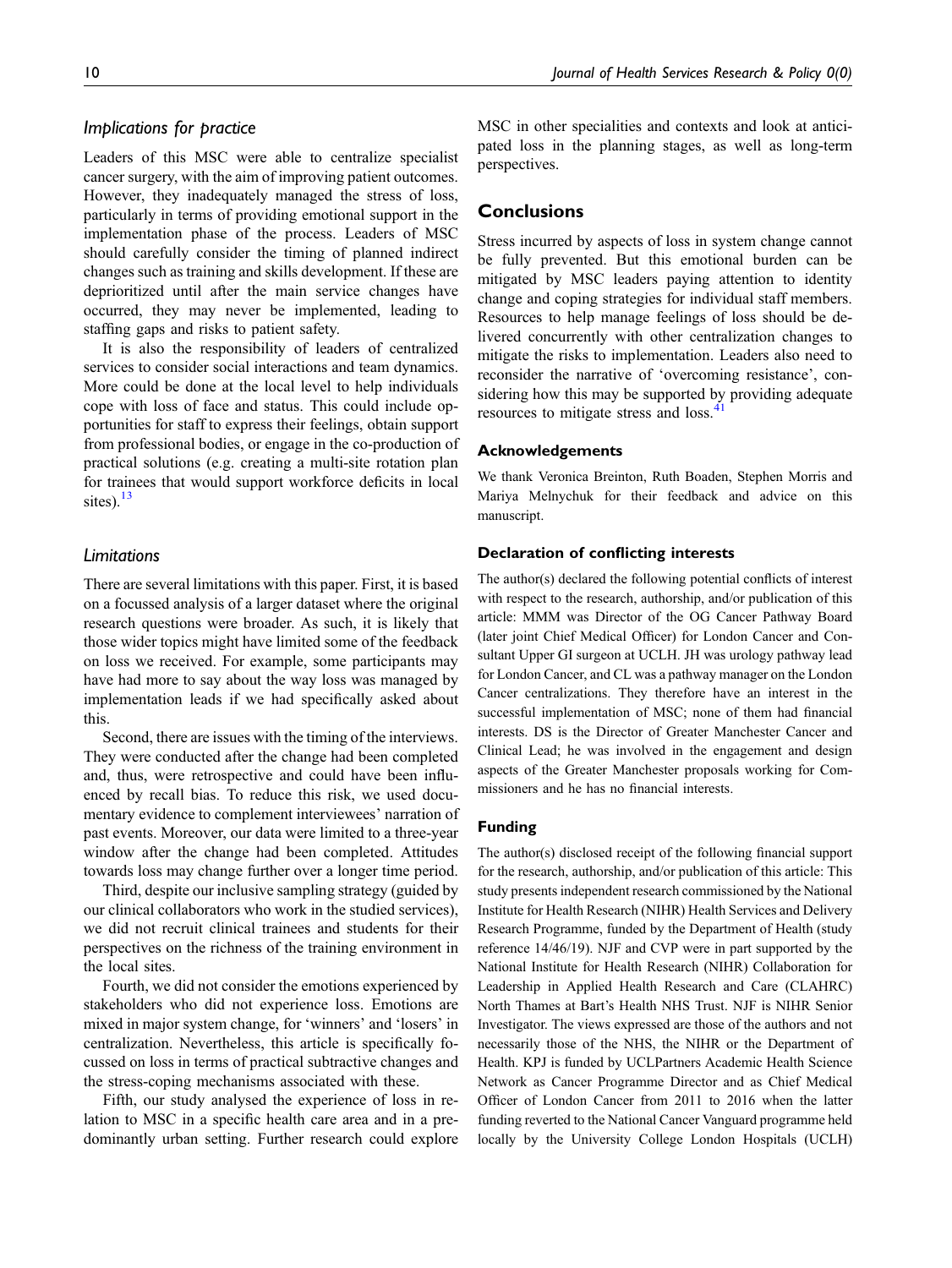### Implications for practice

Leaders of this MSC were able to centralize specialist cancer surgery, with the aim of improving patient outcomes. However, they inadequately managed the stress of loss, particularly in terms of providing emotional support in the implementation phase of the process. Leaders of MSC should carefully consider the timing of planned indirect changes such as training and skills development. If these are deprioritized until after the main service changes have occurred, they may never be implemented, leading to staffing gaps and risks to patient safety.

It is also the responsibility of leaders of centralized services to consider social interactions and team dynamics. More could be done at the local level to help individuals cope with loss of face and status. This could include opportunities for staff to express their feelings, obtain support from professional bodies, or engage in the co-production of practical solutions (e.g. creating a multi-site rotation plan for trainees that would support workforce deficits in local sites).[13]

### Limitations

There are several limitations with this paper. First, it is based on a focussed analysis of a larger dataset where the original research questions were broader. As such, it is likely that those wider topics might have limited some of the feedback on loss we received. For example, some participants may have had more to say about the way loss was managed by implementation leads if we had specifically asked about this.

Second, there are issues with the timing of the interviews. They were conducted after the change had been completed and, thus, were retrospective and could have been influenced by recall bias. To reduce this risk, we used documentary evidence to complement interviewees' narration of past events. Moreover, our data were limited to a three-year window after the change had been completed. Attitudes towards loss may change further over a longer time period.

Third, despite our inclusive sampling strategy (guided by our clinical collaborators who work in the studied services), we did not recruit clinical trainees and students for their perspectives on the richness of the training environment in the local sites.

Fourth, we did not consider the emotions experienced by stakeholders who did not experience loss. Emotions are mixed in major system change, for 'winners' and 'losers' in centralization. Nevertheless, this article is specifically focussed on loss in terms of practical subtractive changes and the stress-coping mechanisms associated with these.

Fifth, our study analysed the experience of loss in relation to MSC in a specific health care area and in a predominantly urban setting. Further research could explore MSC in other specialities and contexts and look at anticipated loss in the planning stages, as well as long-term perspectives.

## Conclusions

Stress incurred by aspects of loss in system change cannot be fully prevented. But this emotional burden can be mitigated by MSC leaders paying attention to identity change and coping strategies for individual staff members. Resources to help manage feelings of loss should be delivered concurrently with other centralization changes to mitigate the risks to implementation. Leaders also need to reconsider the narrative of 'overcoming resistance', considering how this may be supported by providing adequate resources to mitigate stress and loss.[41]

#### Acknowledgements

We thank Veronica Breinton, Ruth Boaden, Stephen Morris and Mariya Melnychuk for their feedback and advice on this manuscript.

#### Declaration of conflicting interests

The author(s) declared the following potential conflicts of interest with respect to the research, authorship, and/or publication of this article: MMM was Director of the OG Cancer Pathway Board (later joint Chief Medical Officer) for London Cancer and Consultant Upper GI surgeon at UCLH. JH was urology pathway lead for London Cancer, and CL was a pathway manager on the London Cancer centralizations. They therefore have an interest in the successful implementation of MSC; none of them had financial interests. DS is the Director of Greater Manchester Cancer and Clinical Lead; he was involved in the engagement and design aspects of the Greater Manchester proposals working for Commissioners and he has no financial interests.

#### Funding

The author(s) disclosed receipt of the following financial support for the research, authorship, and/or publication of this article: This study presents independent research commissioned by the National Institute for Health Research (NIHR) Health Services and Delivery Research Programme, funded by the Department of Health (study reference 14/46/19). NJF and CVP were in part supported by the National Institute for Health Research (NIHR) Collaboration for Leadership in Applied Health Research and Care (CLAHRC) North Thames at Bart's Health NHS Trust. NJF is NIHR Senior Investigator. The views expressed are those of the authors and not necessarily those of the NHS, the NIHR or the Department of Health. KPJ is funded by UCLPartners Academic Health Science Network as Cancer Programme Director and as Chief Medical Officer of London Cancer from 2011 to 2016 when the latter funding reverted to the National Cancer Vanguard programme held locally by the University College London Hospitals (UCLH)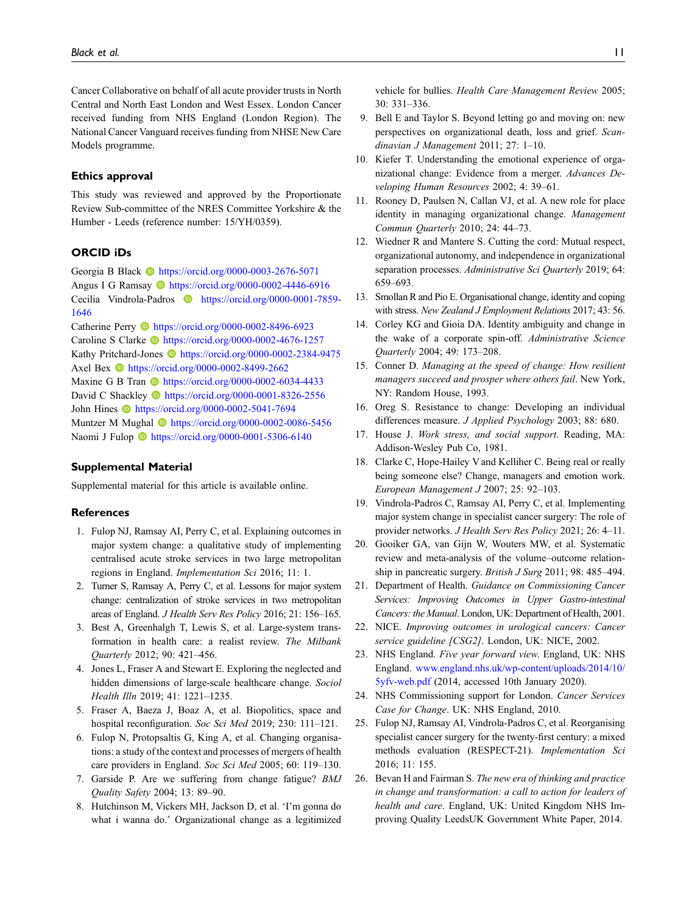Cancer Collaborative on behalf of all acute provider trusts in North Central and North East London and West Essex. London Cancer received funding from NHS England (London Region). The National Cancer Vanguard receives funding from NHSE New Care Models programme.

## Ethics approval

This study was reviewed and approved by the Proportionate Review Sub-committee of the NRES Committee Yorkshire & the Humber - Leeds (reference number: 15/YH/0359).

## ORCID iDs

Georgia B Black https://orcid.org/0000-0003-2676-5071
Angus I G Ramsay https://orcid.org/0000-0002-4446-6916
Cecilia Vindrola-Padros https://orcid.org/0000-0001-7859-1646
Catherine Perry https://orcid.org/0000-0002-8496-6923
Caroline S Clarke https://orcid.org/0000-0002-4676-1257
Kathy Pritchard-Jones https://orcid.org/0000-0002-2384-9475
Axel Bex https://orcid.org/0000-0002-8499-2662
Maxine G B Tran https://orcid.org/0000-0002-6034-4433
David C Shackley https://orcid.org/0000-0001-8326-2556
John Hines https://orcid.org/0000-0002-5041-7694
Muntzer M Mughal https://orcid.org/0000-0002-0086-5456
Naomi J Fulop https://orcid.org/0000-0001-5306-6140

## Supplemental Material

Supplemental material for this article is available online.

## References

1. Fulop NJ, Ramsay AI, Perry C, et al. Explaining outcomes in major system change: a qualitative study of implementing centralised acute stroke services in two large metropolitan regions in England. *Implementation Sci* 2016; 11: 1.
2. Turner S, Ramsay A, Perry C, et al. Lessons for major system change: centralization of stroke services in two metropolitan areas of England. *J Health Serv Res Policy* 2016; 21: 156–165.
3. Best A, Greenhalgh T, Lewis S, et al. Large-system transformation in health care: a realist review. *The Milbank Quarterly* 2012; 90: 421–456.
4. Jones L, Fraser A and Stewart E. Exploring the neglected and hidden dimensions of large-scale healthcare change. *Sociol Health Illn* 2019; 41: 1221–1235.
5. Fraser A, Baeza J, Boaz A, et al. Biopolitics, space and hospital reconfiguration. *Soc Sci Med* 2019; 230: 111–121.
6. Fulop N, Protopsaltis G, King A, et al. Changing organisations: a study of the context and processes of mergers of health care providers in England. *Soc Sci Med* 2005; 60: 119–130.
7. Garside P. Are we suffering from change fatigue? *BMJ Quality Safety* 2004; 13: 89–90.
8. Hutchinson M, Vickers MH, Jackson D, et al. 'I'm gonna do what i wanna do.' Organizational change as a legitimized vehicle for bullies. *Health Care Management Review* 2005; 30: 331–336.
9. Bell E and Taylor S. Beyond letting go and moving on: new perspectives on organizational death, loss and grief. *Scandinavian J Management* 2011; 27: 1–10.
10. Kiefer T. Understanding the emotional experience of organizational change: Evidence from a merger. *Advances Developing Human Resources* 2002; 4: 39–61.
11. Rooney D, Paulsen N, Callan VJ, et al. A new role for place identity in managing organizational change. *Management Commun Quarterly* 2010; 24: 44–73.
12. Wiedner R and Mantere S. Cutting the cord: Mutual respect, organizational autonomy, and independence in organizational separation processes. *Administrative Sci Quarterly* 2019; 64: 659–693.
13. Smollan R and Pio E. Organisational change, identity and coping with stress. *New Zealand J Employment Relations* 2017; 43: 56.
14. Corley KG and Gioia DA. Identity ambiguity and change in the wake of a corporate spin-off. *Administrative Science Quarterly* 2004; 49: 173–208.
15. Conner D. *Managing at the speed of change: How resilient managers succeed and prosper where others fail*. New York, NY: Random House, 1993.
16. Oreg S. Resistance to change: Developing an individual differences measure. *J Applied Psychology* 2003; 88: 680.
17. House J. *Work stress, and social support*. Reading, MA: Addison-Wesley Pub Co, 1981.
18. Clarke C, Hope-Hailey V and Kelliher C. Being real or really being someone else? Change, managers and emotion work. *European Management J* 2007; 25: 92–103.
19. Vindrola-Padros C, Ramsay AI, Perry C, et al. Implementing major system change in specialist cancer surgery: The role of provider networks. *J Health Serv Res Policy* 2021; 26: 4–11.
20. Gooiker GA, van Gijn W, Wouters MW, et al. Systematic review and meta-analysis of the volume–outcome relationship in pancreatic surgery. *British J Surg* 2011; 98: 485–494.
21. Department of Health. *Guidance on Commissioning Cancer Services: Improving Outcomes in Upper Gastro-intestinal Cancers: the Manual*. London, UK: Department of Health, 2001.
22. NICE. *Improving outcomes in urological cancers: Cancer service guideline [CSG2]*. London, UK: NICE, 2002.
23. NHS England. *Five year forward view*. England, UK: NHS England. www.england.nhs.uk/wp-content/uploads/2014/10/5yfv-web.pdf (2014, accessed 10th January 2020).
24. NHS Commissioning support for London. *Cancer Services Case for Change*. UK: NHS England, 2010.
25. Fulop NJ, Ramsay AI, Vindrola-Padros C, et al. Reorganising specialist cancer surgery for the twenty-first century: a mixed methods evaluation (RESPECT-21). *Implementation Sci* 2016; 11: 155.
26. Bevan H and Fairman S. *The new era of thinking and practice in change and transformation: a call to action for leaders of health and care*. England, UK: United Kingdom NHS Improving Quality LeedsUK Government White Paper, 2014.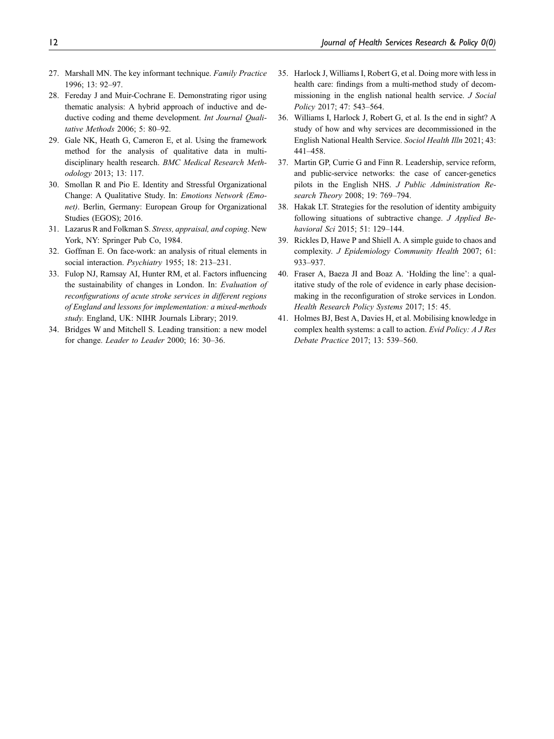27. Marshall MN. The key informant technique. *Family Practice* 1996; 13: 92–97.
28. Fereday J and Muir-Cochrane E. Demonstrating rigor using thematic analysis: A hybrid approach of inductive and deductive coding and theme development. *Int Journal Qualitative Methods* 2006; 5: 80–92.
29. Gale NK, Heath G, Cameron E, et al. Using the framework method for the analysis of qualitative data in multidisciplinary health research. *BMC Medical Research Methodology* 2013; 13: 117.
30. Smollan R and Pio E. Identity and Stressful Organizational Change: A Qualitative Study. In: *Emotions Network (Emonet)*. Berlin, Germany: European Group for Organizational Studies (EGOS); 2016.
31. Lazarus R and Folkman S. *Stress, appraisal, and coping*. New York, NY: Springer Pub Co, 1984.
32. Goffman E. On face-work: an analysis of ritual elements in social interaction. *Psychiatry* 1955; 18: 213–231.
33. Fulop NJ, Ramsay AI, Hunter RM, et al. Factors influencing the sustainability of changes in London. In: *Evaluation of reconfigurations of acute stroke services in different regions of England and lessons for implementation: a mixed-methods study*. England, UK: NIHR Journals Library; 2019.
34. Bridges W and Mitchell S. Leading transition: a new model for change. *Leader to Leader* 2000; 16: 30–36.
35. Harlock J, Williams I, Robert G, et al. Doing more with less in health care: findings from a multi-method study of decommissioning in the english national health service. *J Social Policy* 2017; 47: 543–564.
36. Williams I, Harlock J, Robert G, et al. Is the end in sight? A study of how and why services are decommissioned in the English National Health Service. *Sociol Health Illn* 2021; 43: 441–458.
37. Martin GP, Currie G and Finn R. Leadership, service reform, and public-service networks: the case of cancer-genetics pilots in the English NHS. *J Public Administration Research Theory* 2008; 19: 769–794.
38. Hakak LT. Strategies for the resolution of identity ambiguity following situations of subtractive change. *J Applied Behavioral Sci* 2015; 51: 129–144.
39. Rickles D, Hawe P and Shiell A. A simple guide to chaos and complexity. *J Epidemiology Community Health* 2007; 61: 933–937.
40. Fraser A, Baeza JI and Boaz A. 'Holding the line': a qualitative study of the role of evidence in early phase decision-making in the reconfiguration of stroke services in London. *Health Research Policy Systems* 2017; 15: 45.
41. Holmes BJ, Best A, Davies H, et al. Mobilising knowledge in complex health systems: a call to action. *Evid Policy: A J Res Debate Practice* 2017; 13: 539–560.